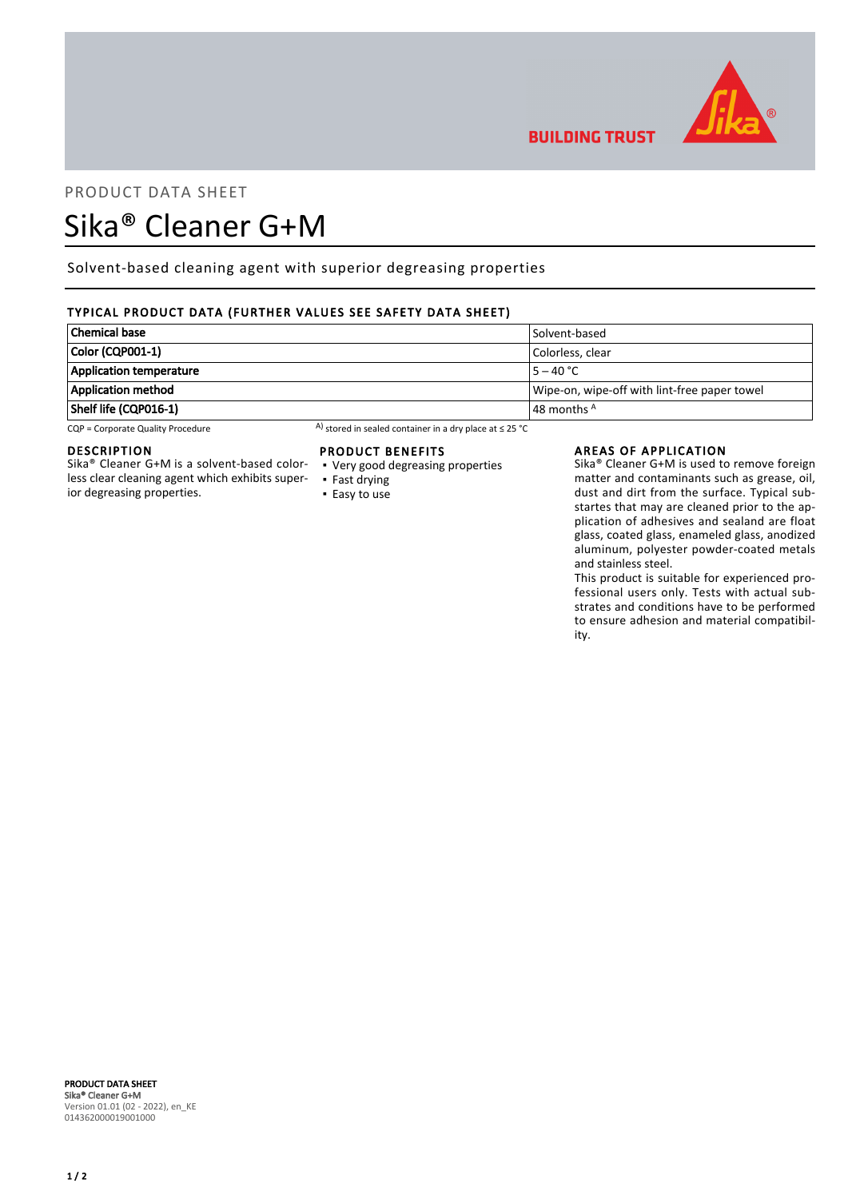PRODUCT DATA SHEET

# Sika® Cleaner G+M

Solvent-based cleaning agent with superior degreasing properties

## TYPICAL PRODUCT DATA (FURTHER VALUES SEE SAFETY DATA SHEET)

| | |
|---|---|
| **Chemical base** | Solvent-based |
| **Color (CQP001-1)** | Colorless, clear |
| **Application temperature** | 5 – 40 °C |
| **Application method** | Wipe-on, wipe-off with lint-free paper towel |
| **Shelf life (CQP016-1)** | 48 months A |

CQP = Corporate Quality Procedure

A) stored in sealed container in a dry place at ≤ 25 °C

## DESCRIPTION

Sika® Cleaner G+M is a solvent-based colorless clear cleaning agent which exhibits superior degreasing properties.

## PRODUCT BENEFITS

- Very good degreasing properties
- Fast drying
- Easy to use

## AREAS OF APPLICATION

Sika® Cleaner G+M is used to remove foreign matter and contaminants such as grease, oil, dust and dirt from the surface. Typical substartes that may are cleaned prior to the application of adhesives and sealand are float glass, coated glass, enameled glass, anodized aluminum, polyester powder-coated metals and stainless steel.

This product is suitable for experienced professional users only. Tests with actual substrates and conditions have to be performed to ensure adhesion and material compatibility.

**PRODUCT DATA SHEET**
Sika® Cleaner G+M
Version 01.01 (02 - 2022), en_KE
014362000019001000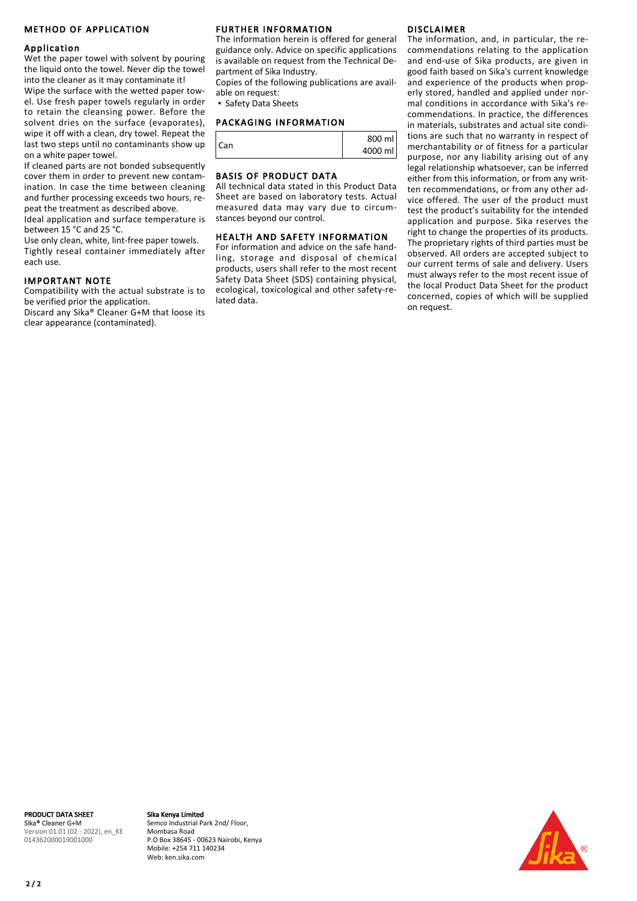## METHOD OF APPLICATION

### Application

Wet the paper towel with solvent by pouring the liquid onto the towel. Never dip the towel into the cleaner as it may contaminate it!

Wipe the surface with the wetted paper towel. Use fresh paper towels regularly in order to retain the cleansing power. Before the solvent dries on the surface (evaporates), wipe it off with a clean, dry towel. Repeat the last two steps until no contaminants show up on a white paper towel.

If cleaned parts are not bonded subsequently cover them in order to prevent new contamination. In case the time between cleaning and further processing exceeds two hours, repeat the treatment as described above.

Ideal application and surface temperature is between 15 °C and 25 °C.

Use only clean, white, lint-free paper towels.

Tightly reseal container immediately after each use.

## IMPORTANT NOTE

Compatibility with the actual substrate is to be verified prior the application.

Discard any Sika® Cleaner G+M that loose its clear appearance (contaminated).

## FURTHER INFORMATION

The information herein is offered for general guidance only. Advice on specific applications is available on request from the Technical Department of Sika Industry.

Copies of the following publications are available on request:

- Safety Data Sheets

## PACKAGING INFORMATION

| | |
|---|---|
| Can | 800 ml<br>4000 ml |

## BASIS OF PRODUCT DATA

All technical data stated in this Product Data Sheet are based on laboratory tests. Actual measured data may vary due to circumstances beyond our control.

## HEALTH AND SAFETY INFORMATION

For information and advice on the safe handling, storage and disposal of chemical products, users shall refer to the most recent Safety Data Sheet (SDS) containing physical, ecological, toxicological and other safety-related data.

## DISCLAIMER

The information, and, in particular, the recommendations relating to the application and end-use of Sika products, are given in good faith based on Sika's current knowledge and experience of the products when properly stored, handled and applied under normal conditions in accordance with Sika's recommendations. In practice, the differences in materials, substrates and actual site conditions are such that no warranty in respect of merchantability or of fitness for a particular purpose, nor any liability arising out of any legal relationship whatsoever, can be inferred either from this information, or from any written recommendations, or from any other advice offered. The user of the product must test the product's suitability for the intended application and purpose. Sika reserves the right to change the properties of its products. The proprietary rights of third parties must be observed. All orders are accepted subject to our current terms of sale and delivery. Users must always refer to the most recent issue of the local Product Data Sheet for the product concerned, copies of which will be supplied on request.

**PRODUCT DATA SHEET**
**Sika® Cleaner G+M**
Version 01.01 (02 - 2022), en_KE
014362000019001000

**Sika Kenya Limited**
Semco Industrial Park 2nd/ Floor,
Mombasa Road
P.O Box 38645 - 00623 Nairobi, Kenya
Mobile: +254 711 140234
Web: ken.sika.com